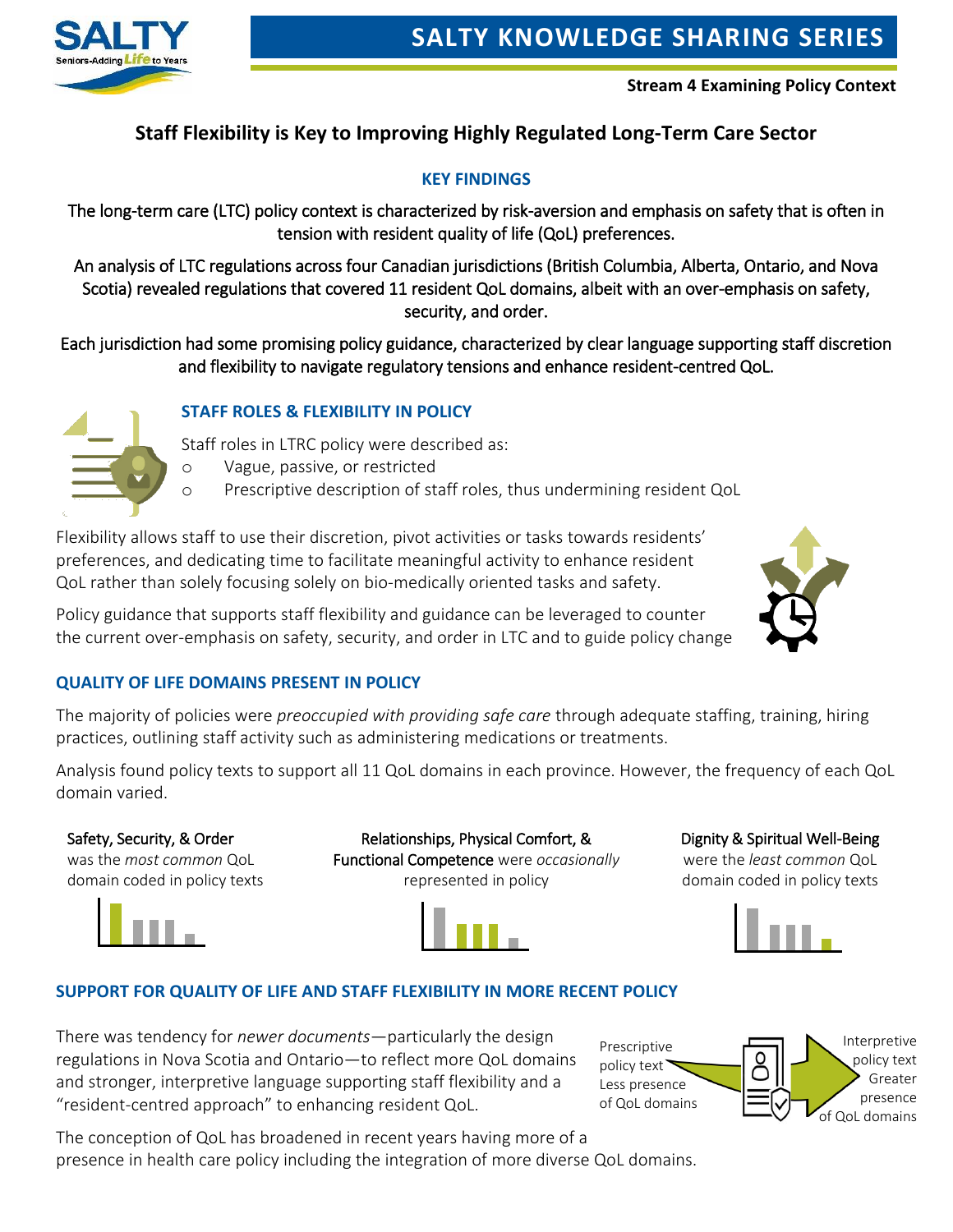SALTY KNOWLEDGE SHARING SERIES

**Stream 4 Examining Policy Context**

# Staff Flexibility is Key to Improving Highly Regulated Long-Term Care Sector

## KEY FINDINGS

The long-term care (LTC) policy context is characterized by risk-aversion and emphasis on safety that is often in tension with resident quality of life (QoL) preferences.

An analysis of LTC regulations across four Canadian jurisdictions (British Columbia, Alberta, Ontario, and Nova Scotia) revealed regulations that covered 11 resident QoL domains, albeit with an over-emphasis on safety, security, and order.

Each jurisdiction had some promising policy guidance, characterized by clear language supporting staff discretion and flexibility to navigate regulatory tensions and enhance resident-centred QoL.

## STAFF ROLES & FLEXIBILITY IN POLICY

Staff roles in LTRC policy were described as:

- Vague, passive, or restricted
- Prescriptive description of staff roles, thus undermining resident QoL

Flexibility allows staff to use their discretion, pivot activities or tasks towards residents' preferences, and dedicating time to facilitate meaningful activity to enhance resident QoL rather than solely focusing solely on bio-medically oriented tasks and safety.

Policy guidance that supports staff flexibility and guidance can be leveraged to counter the current over-emphasis on safety, security, and order in LTC and to guide policy change

## QUALITY OF LIFE DOMAINS PRESENT IN POLICY

The majority of policies were *preoccupied with providing safe care* through adequate staffing, training, hiring practices, outlining staff activity such as administering medications or treatments.

Analysis found policy texts to support all 11 QoL domains in each province. However, the frequency of each QoL domain varied.

Safety, Security, & Order was the *most common* QoL domain coded in policy texts

Relationships, Physical Comfort, & Functional Competence were *occasionally* represented in policy

Dignity & Spiritual Well-Being were the *least common* QoL domain coded in policy texts

## SUPPORT FOR QUALITY OF LIFE AND STAFF FLEXIBILITY IN MORE RECENT POLICY

There was tendency for *newer documents*—particularly the design regulations in Nova Scotia and Ontario—to reflect more QoL domains and stronger, interpretive language supporting staff flexibility and a "resident-centred approach" to enhancing resident QoL.

Prescriptive policy text Less presence of QoL domains → Interpretive policy text Greater presence of QoL domains

The conception of QoL has broadened in recent years having more of a presence in health care policy including the integration of more diverse QoL domains.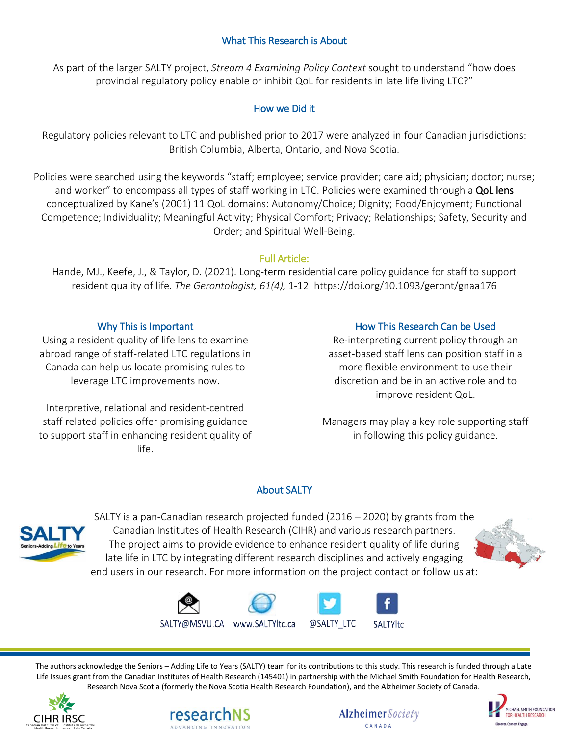## What This Research is About

As part of the larger SALTY project, *Stream 4 Examining Policy Context* sought to understand "how does provincial regulatory policy enable or inhibit QoL for residents in late life living LTC?"

## How we Did it

Regulatory policies relevant to LTC and published prior to 2017 were analyzed in four Canadian jurisdictions: British Columbia, Alberta, Ontario, and Nova Scotia.

Policies were searched using the keywords "staff; employee; service provider; care aid; physician; doctor; nurse; and worker" to encompass all types of staff working in LTC. Policies were examined through a QoL lens conceptualized by Kane's (2001) 11 QoL domains: Autonomy/Choice; Dignity; Food/Enjoyment; Functional Competence; Individuality; Meaningful Activity; Physical Comfort; Privacy; Relationships; Safety, Security and Order; and Spiritual Well-Being.

## Full Article:

Hande, MJ., Keefe, J., & Taylor, D. (2021). Long-term residential care policy guidance for staff to support resident quality of life. *The Gerontologist, 61(4),* 1-12. https://doi.org/10.1093/geront/gnaa176

## Why This is Important

Using a resident quality of life lens to examine abroad range of staff-related LTC regulations in Canada can help us locate promising rules to leverage LTC improvements now.

Interpretive, relational and resident-centred staff related policies offer promising guidance to support staff in enhancing resident quality of life.

## How This Research Can be Used

Re-interpreting current policy through an asset-based staff lens can position staff in a more flexible environment to use their discretion and be in an active role and to improve resident QoL.

Managers may play a key role supporting staff in following this policy guidance.

## About SALTY

SALTY is a pan-Canadian research projected funded (2016 – 2020) by grants from the Canadian Institutes of Health Research (CIHR) and various research partners. The project aims to provide evidence to enhance resident quality of life during late life in LTC by integrating different research disciplines and actively engaging end users in our research. For more information on the project contact or follow us at:

SALTY@MSVU.CA    www.SALTYltc.ca    @SALTY_LTC    SALTYltc

The authors acknowledge the Seniors – Adding Life to Years (SALTY) team for its contributions to this study. This research is funded through a Late Life Issues grant from the Canadian Institutes of Health Research (145401) in partnership with the Michael Smith Foundation for Health Research, Research Nova Scotia (formerly the Nova Scotia Health Research Foundation), and the Alzheimer Society of Canada.